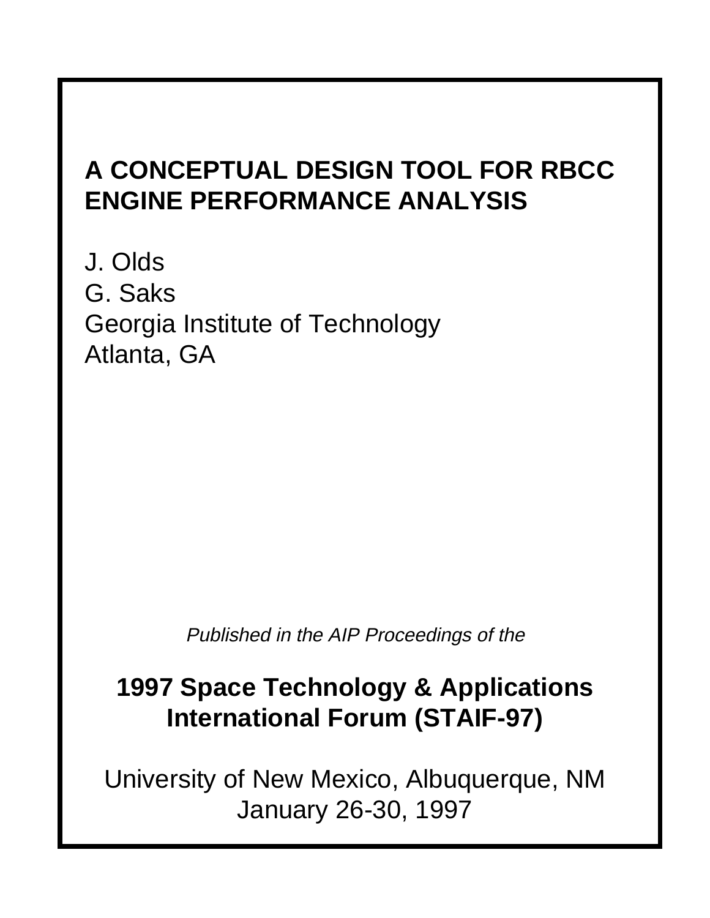# A CONCEPTUAL DESIGN TOOL FOR RBCC ENGINE PERFORMANCE ANALYSIS

J. Olds
G. Saks
Georgia Institute of Technology
Atlanta, GA

*Published in the AIP Proceedings of the*

**1997 Space Technology & Applications International Forum (STAIF-97)**

University of New Mexico, Albuquerque, NM
January 26-30, 1997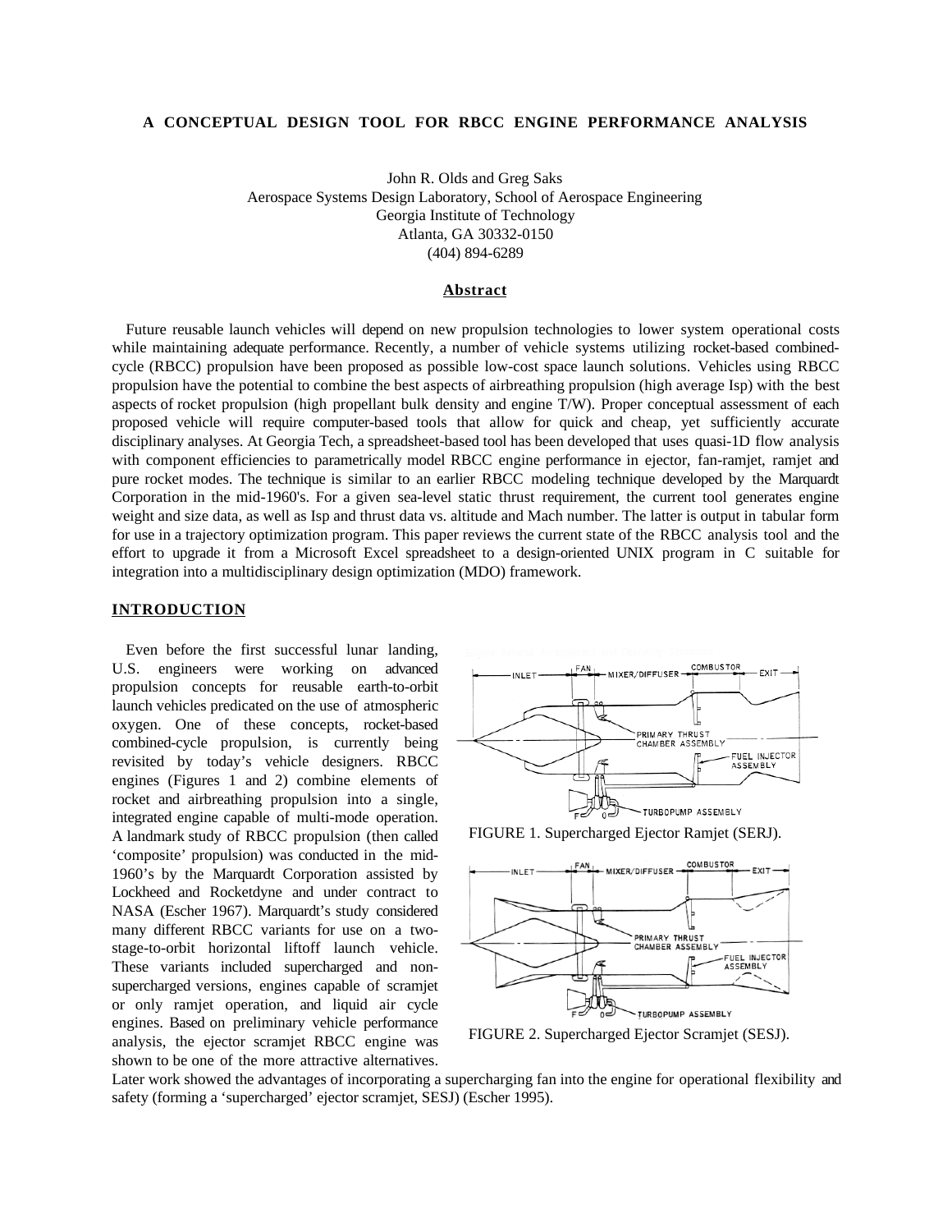**A CONCEPTUAL DESIGN TOOL FOR RBCC ENGINE PERFORMANCE ANALYSIS**

John R. Olds and Greg Saks
Aerospace Systems Design Laboratory, School of Aerospace Engineering
Georgia Institute of Technology
Atlanta, GA 30332-0150
(404) 894-6289

## Abstract

Future reusable launch vehicles will depend on new propulsion technologies to lower system operational costs while maintaining adequate performance. Recently, a number of vehicle systems utilizing rocket-based combined-cycle (RBCC) propulsion have been proposed as possible low-cost space launch solutions. Vehicles using RBCC propulsion have the potential to combine the best aspects of airbreathing propulsion (high average Isp) with the best aspects of rocket propulsion (high propellant bulk density and engine T/W). Proper conceptual assessment of each proposed vehicle will require computer-based tools that allow for quick and cheap, yet sufficiently accurate disciplinary analyses. At Georgia Tech, a spreadsheet-based tool has been developed that uses quasi-1D flow analysis with component efficiencies to parametrically model RBCC engine performance in ejector, fan-ramjet, ramjet and pure rocket modes. The technique is similar to an earlier RBCC modeling technique developed by the Marquardt Corporation in the mid-1960's. For a given sea-level static thrust requirement, the current tool generates engine weight and size data, as well as Isp and thrust data vs. altitude and Mach number. The latter is output in tabular form for use in a trajectory optimization program. This paper reviews the current state of the RBCC analysis tool and the effort to upgrade it from a Microsoft Excel spreadsheet to a design-oriented UNIX program in C suitable for integration into a multidisciplinary design optimization (MDO) framework.

## INTRODUCTION

Even before the first successful lunar landing, U.S. engineers were working on advanced propulsion concepts for reusable earth-to-orbit launch vehicles predicated on the use of atmospheric oxygen. One of these concepts, rocket-based combined-cycle propulsion, is currently being revisited by today's vehicle designers. RBCC engines (Figures 1 and 2) combine elements of rocket and airbreathing propulsion into a single, integrated engine capable of multi-mode operation. A landmark study of RBCC propulsion (then called 'composite' propulsion) was conducted in the mid-1960's by the Marquardt Corporation assisted by Lockheed and Rocketdyne and under contract to NASA (Escher 1967). Marquardt's study considered many different RBCC variants for use on a two-stage-to-orbit horizontal liftoff launch vehicle. These variants included supercharged and non-supercharged versions, engines capable of scramjet or only ramjet operation, and liquid air cycle engines. Based on preliminary vehicle performance analysis, the ejector scramjet RBCC engine was shown to be one of the more attractive alternatives. Later work showed the advantages of incorporating a supercharging fan into the engine for operational flexibility and safety (forming a 'supercharged' ejector scramjet, SESJ) (Escher 1995).

INLET
FAN
MIXER/DIFFUSER
COMBUSTOR
EXIT
PRIMARY THRUST CHAMBER ASSEMBLY
FUEL INJECTOR ASSEMBLY
TURBOPUMP ASSEMBLY
F
O

FIGURE 1. Supercharged Ejector Ramjet (SERJ).

INLET
FAN
MIXER/DIFFUSER
COMBUSTOR
EXIT
PRIMARY THRUST CHAMBER ASSEMBLY
FUEL INJECTOR ASSEMBLY
TURBOPUMP ASSEMBLY
F
O

FIGURE 2. Supercharged Ejector Scramjet (SESJ).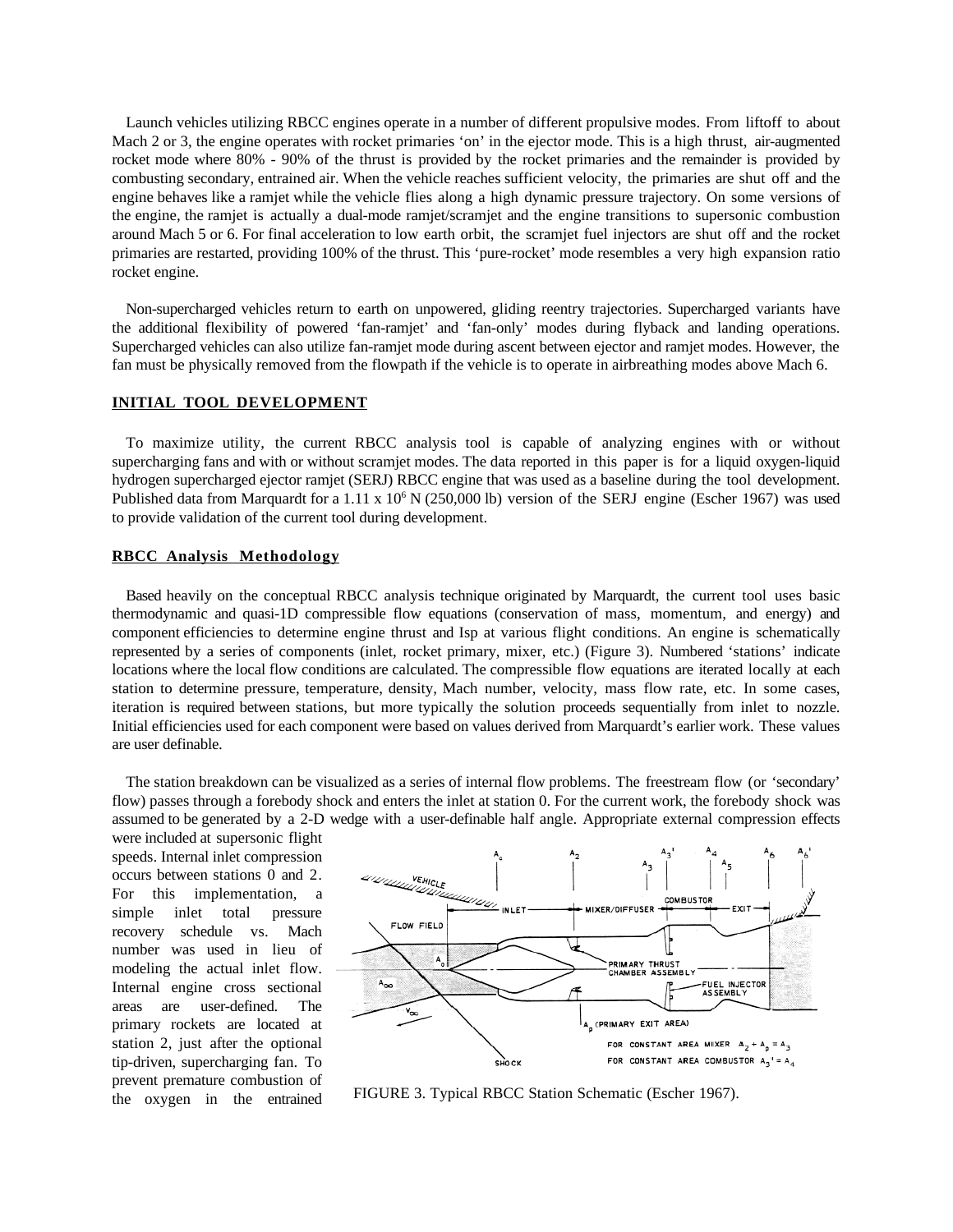Launch vehicles utilizing RBCC engines operate in a number of different propulsive modes. From liftoff to about Mach 2 or 3, the engine operates with rocket primaries 'on' in the ejector mode. This is a high thrust, air-augmented rocket mode where 80% - 90% of the thrust is provided by the rocket primaries and the remainder is provided by combusting secondary, entrained air. When the vehicle reaches sufficient velocity, the primaries are shut off and the engine behaves like a ramjet while the vehicle flies along a high dynamic pressure trajectory. On some versions of the engine, the ramjet is actually a dual-mode ramjet/scramjet and the engine transitions to supersonic combustion around Mach 5 or 6. For final acceleration to low earth orbit, the scramjet fuel injectors are shut off and the rocket primaries are restarted, providing 100% of the thrust. This 'pure-rocket' mode resembles a very high expansion ratio rocket engine.

Non-supercharged vehicles return to earth on unpowered, gliding reentry trajectories. Supercharged variants have the additional flexibility of powered 'fan-ramjet' and 'fan-only' modes during flyback and landing operations. Supercharged vehicles can also utilize fan-ramjet mode during ascent between ejector and ramjet modes. However, the fan must be physically removed from the flowpath if the vehicle is to operate in airbreathing modes above Mach 6.

## INITIAL TOOL DEVELOPMENT

To maximize utility, the current RBCC analysis tool is capable of analyzing engines with or without supercharging fans and with or without scramjet modes. The data reported in this paper is for a liquid oxygen-liquid hydrogen supercharged ejector ramjet (SERJ) RBCC engine that was used as a baseline during the tool development. Published data from Marquardt for a $1.11 \times 10^6$ N (250,000 lb) version of the SERJ engine (Escher 1967) was used to provide validation of the current tool during development.

### RBCC Analysis Methodology

Based heavily on the conceptual RBCC analysis technique originated by Marquardt, the current tool uses basic thermodynamic and quasi-1D compressible flow equations (conservation of mass, momentum, and energy) and component efficiencies to determine engine thrust and Isp at various flight conditions. An engine is schematically represented by a series of components (inlet, rocket primary, mixer, etc.) (Figure 3). Numbered 'stations' indicate locations where the local flow conditions are calculated. The compressible flow equations are iterated locally at each station to determine pressure, temperature, density, Mach number, velocity, mass flow rate, etc. In some cases, iteration is required between stations, but more typically the solution proceeds sequentially from inlet to nozzle. Initial efficiencies used for each component were based on values derived from Marquardt's earlier work. These values are user definable.

The station breakdown can be visualized as a series of internal flow problems. The freestream flow (or 'secondary' flow) passes through a forebody shock and enters the inlet at station 0. For the current work, the forebody shock was assumed to be generated by a 2-D wedge with a user-definable half angle. Appropriate external compression effects were included at supersonic flight speeds. Internal inlet compression occurs between stations 0 and 2. For this implementation, a simple inlet total pressure recovery schedule vs. Mach number was used in lieu of modeling the actual inlet flow. Internal engine cross sectional areas are user-defined. The primary rockets are located at station 2, just after the optional tip-driven, supercharging fan. To prevent premature combustion of the oxygen in the entrained

$A_0$ $A_2$ $A_3$ $A_3'$ $A_4$ $A_5$ $A_6$ $A_6'$

VEHICLE

INLET

MIXER/DIFFUSER

COMBUSTOR

EXIT

FLOW FIELD

$A_0$

$A_\infty$

$V_\infty$

PRIMARY THRUST CHAMBER ASSEMBLY

FUEL INJECTOR ASSEMBLY

$A_p$ (PRIMARY EXIT AREA)

FOR CONSTANT AREA MIXER $A_2 + A_p = A_3$

FOR CONSTANT AREA COMBUSTOR $A_3' = A_4$

SHOCK

FIGURE 3. Typical RBCC Station Schematic (Escher 1967).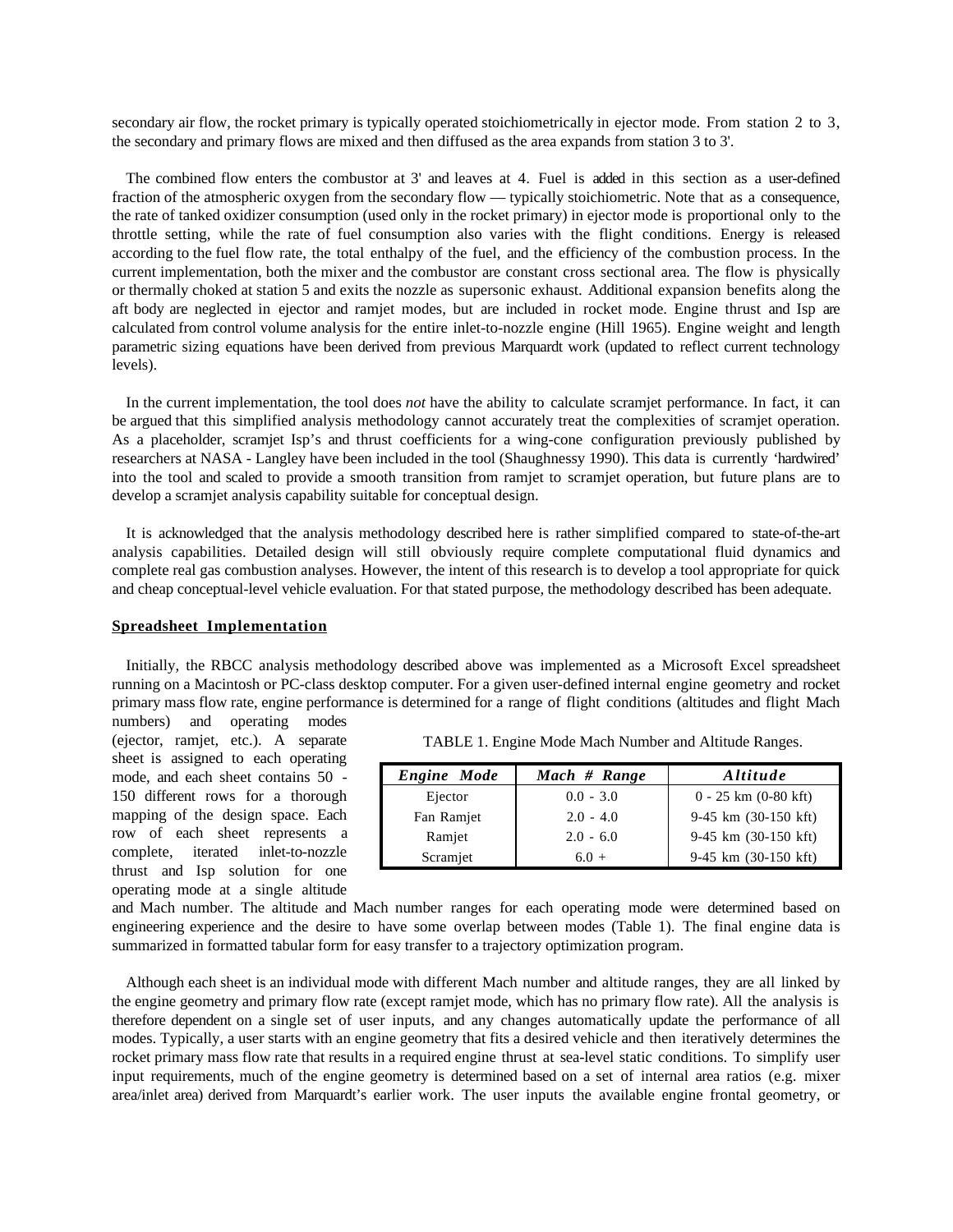secondary air flow, the rocket primary is typically operated stoichiometrically in ejector mode. From station 2 to 3, the secondary and primary flows are mixed and then diffused as the area expands from station 3 to 3'.

The combined flow enters the combustor at 3' and leaves at 4. Fuel is added in this section as a user-defined fraction of the atmospheric oxygen from the secondary flow — typically stoichiometric. Note that as a consequence, the rate of tanked oxidizer consumption (used only in the rocket primary) in ejector mode is proportional only to the throttle setting, while the rate of fuel consumption also varies with the flight conditions. Energy is released according to the fuel flow rate, the total enthalpy of the fuel, and the efficiency of the combustion process. In the current implementation, both the mixer and the combustor are constant cross sectional area. The flow is physically or thermally choked at station 5 and exits the nozzle as supersonic exhaust. Additional expansion benefits along the aft body are neglected in ejector and ramjet modes, but are included in rocket mode. Engine thrust and Isp are calculated from control volume analysis for the entire inlet-to-nozzle engine (Hill 1965). Engine weight and length parametric sizing equations have been derived from previous Marquardt work (updated to reflect current technology levels).

In the current implementation, the tool does *not* have the ability to calculate scramjet performance. In fact, it can be argued that this simplified analysis methodology cannot accurately treat the complexities of scramjet operation. As a placeholder, scramjet Isp's and thrust coefficients for a wing-cone configuration previously published by researchers at NASA - Langley have been included in the tool (Shaughnessy 1990). This data is currently 'hardwired' into the tool and scaled to provide a smooth transition from ramjet to scramjet operation, but future plans are to develop a scramjet analysis capability suitable for conceptual design.

It is acknowledged that the analysis methodology described here is rather simplified compared to state-of-the-art analysis capabilities. Detailed design will still obviously require complete computational fluid dynamics and complete real gas combustion analyses. However, the intent of this research is to develop a tool appropriate for quick and cheap conceptual-level vehicle evaluation. For that stated purpose, the methodology described has been adequate.

## Spreadsheet Implementation

Initially, the RBCC analysis methodology described above was implemented as a Microsoft Excel spreadsheet running on a Macintosh or PC-class desktop computer. For a given user-defined internal engine geometry and rocket primary mass flow rate, engine performance is determined for a range of flight conditions (altitudes and flight Mach numbers) and operating modes (ejector, ramjet, etc.). A separate sheet is assigned to each operating mode, and each sheet contains 50 - 150 different rows for a thorough mapping of the design space. Each row of each sheet represents a complete, iterated inlet-to-nozzle thrust and Isp solution for one operating mode at a single altitude and Mach number. The altitude and Mach number ranges for each operating mode were determined based on engineering experience and the desire to have some overlap between modes (Table 1). The final engine data is summarized in formatted tabular form for easy transfer to a trajectory optimization program.

TABLE 1. Engine Mode Mach Number and Altitude Ranges.

| *Engine Mode* | *Mach # Range* | *Altitude* |
|---|---|---|
| Ejector | 0.0 - 3.0 | 0 - 25 km (0-80 kft) |
| Fan Ramjet | 2.0 - 4.0 | 9-45 km (30-150 kft) |
| Ramjet | 2.0 - 6.0 | 9-45 km (30-150 kft) |
| Scramjet | 6.0 + | 9-45 km (30-150 kft) |

Although each sheet is an individual mode with different Mach number and altitude ranges, they are all linked by the engine geometry and primary flow rate (except ramjet mode, which has no primary flow rate). All the analysis is therefore dependent on a single set of user inputs, and any changes automatically update the performance of all modes. Typically, a user starts with an engine geometry that fits a desired vehicle and then iteratively determines the rocket primary mass flow rate that results in a required engine thrust at sea-level static conditions. To simplify user input requirements, much of the engine geometry is determined based on a set of internal area ratios (e.g. mixer area/inlet area) derived from Marquardt's earlier work. The user inputs the available engine frontal geometry, or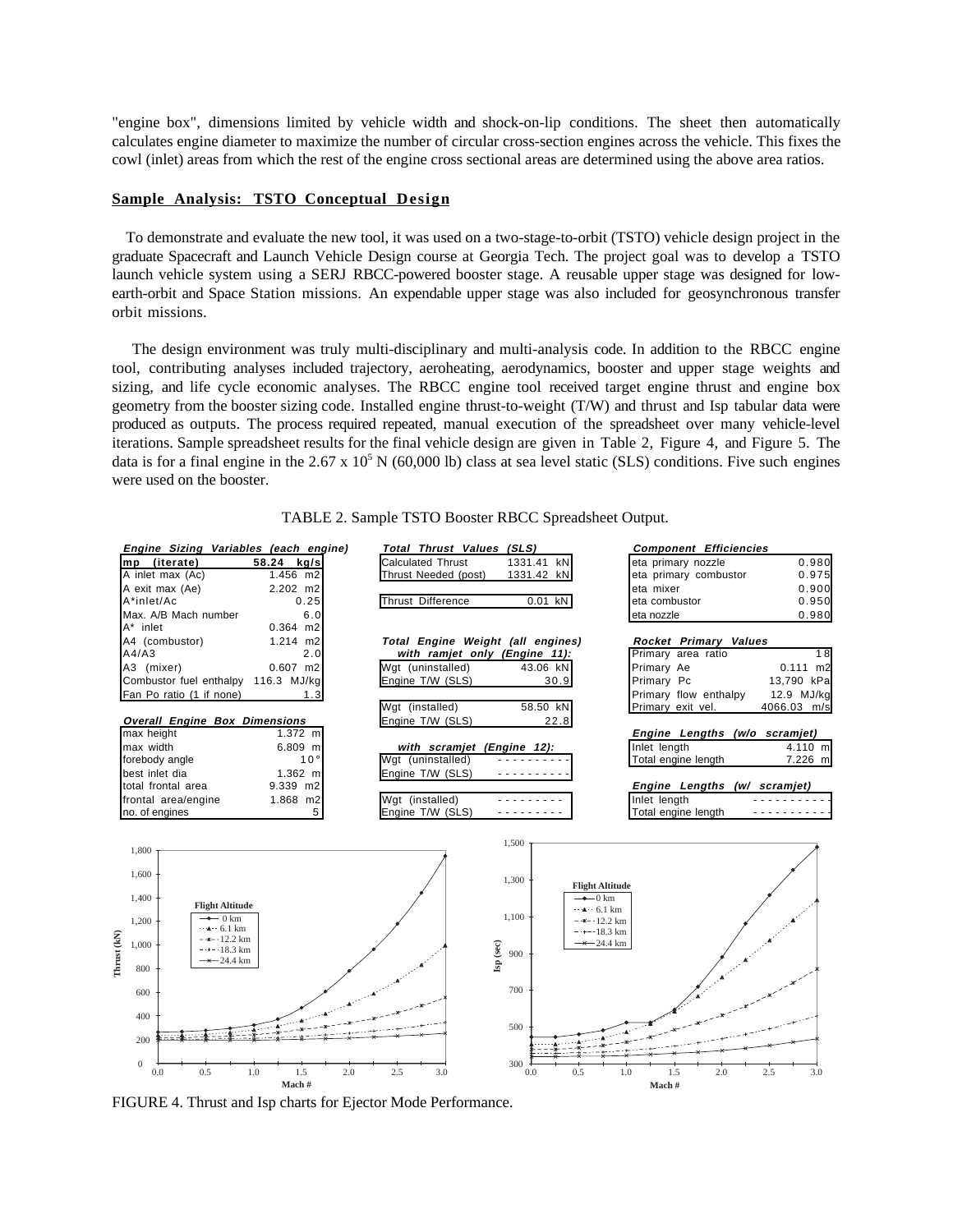"engine box", dimensions limited by vehicle width and shock-on-lip conditions. The sheet then automatically calculates engine diameter to maximize the number of circular cross-section engines across the vehicle. This fixes the cowl (inlet) areas from which the rest of the engine cross sectional areas are determined using the above area ratios.

## Sample Analysis: TSTO Conceptual Design

To demonstrate and evaluate the new tool, it was used on a two-stage-to-orbit (TSTO) vehicle design project in the graduate Spacecraft and Launch Vehicle Design course at Georgia Tech. The project goal was to develop a TSTO launch vehicle system using a SERJ RBCC-powered booster stage. A reusable upper stage was designed for low-earth-orbit and Space Station missions. An expendable upper stage was also included for geosynchronous transfer orbit missions.

The design environment was truly multi-disciplinary and multi-analysis code. In addition to the RBCC engine tool, contributing analyses included trajectory, aeroheating, aerodynamics, booster and upper stage weights and sizing, and life cycle economic analyses. The RBCC engine tool received target engine thrust and engine box geometry from the booster sizing code. Installed engine thrust-to-weight (T/W) and thrust and Isp tabular data were produced as outputs. The process required repeated, manual execution of the spreadsheet over many vehicle-level iterations. Sample spreadsheet results for the final vehicle design are given in Table 2, Figure 4, and Figure 5. The data is for a final engine in the $2.67 \times 10^5$ N (60,000 lb) class at sea level static (SLS) conditions. Five such engines were used on the booster.

TABLE 2. Sample TSTO Booster RBCC Spreadsheet Output.

| Engine Sizing Variables (each engine) | |
|---|---|
| mp (iterate) | 58.24 kg/s |
| A inlet max (Ac) | 1.456 m2 |
| A exit max (Ae) | 2.202 m2 |
| A*inlet/Ac | 0.25 |
| Max. A/B Mach number | 6.0 |
| A* inlet | 0.364 m2 |
| A4 (combustor) | 1.214 m2 |
| A4/A3 | 2.0 |
| A3 (mixer) | 0.607 m2 |
| Combustor fuel enthalpy | 116.3 MJ/kg |
| Fan Po ratio (1 if none) | 1.3 |

| Overall Engine Box Dimensions | |
|---|---|
| max height | 1.372 m |
| max width | 6.809 m |
| forebody angle | 10° |
| best inlet dia | 1.362 m |
| total frontal area | 9.339 m2 |
| frontal area/engine | 1.868 m2 |
| no. of engines | 5 |

| Total Thrust Values (SLS) | |
|---|---|
| Calculated Thrust | 1331.41 kN |
| Thrust Needed (post) | 1331.42 kN |
| Thrust Difference | 0.01 kN |

| Total Engine Weight (all engines) | |
|---|---|
| with ramjet only (Engine 11): | |
| Wgt (uninstalled) | 43.06 kN |
| Engine T/W (SLS) | 30.9 |
| Wgt (installed) | 58.50 kN |
| Engine T/W (SLS) | 22.8 |
| with scramjet (Engine 12): | |
| Wgt (uninstalled) | ---------- |
| Engine T/W (SLS) | ---------- |
| Wgt (installed) | ---------- |
| Engine T/W (SLS) | ---------- |

| Component Efficiencies | |
|---|---|
| eta primary nozzle | 0.980 |
| eta primary combustor | 0.975 |
| eta mixer | 0.900 |
| eta combustor | 0.950 |
| eta nozzle | 0.980 |

| Rocket Primary Values | |
|---|---|
| Primary area ratio | 18 |
| Primary Ae | 0.111 m2 |
| Primary Pc | 13,790 kPa |
| Primary flow enthalpy | 12.9 MJ/kg |
| Primary exit vel. | 4066.03 m/s |

| Engine Lengths (w/o scramjet) | |
|---|---|
| Inlet length | 4.110 m |
| Total engine length | 7.226 m |

| Engine Lengths (w/ scramjet) | |
|---|---|
| Inlet length | ---------- |
| Total engine length | ---------- |

Thrust (kN)
Flight Altitude
0 km
6.1 km
12.2 km
18.3 km
24.4 km
Mach #

Isp (sec)
Flight Altitude
0 km
6.1 km
12.2 km
18.3 km
24.4 km
Mach #

FIGURE 4. Thrust and Isp charts for Ejector Mode Performance.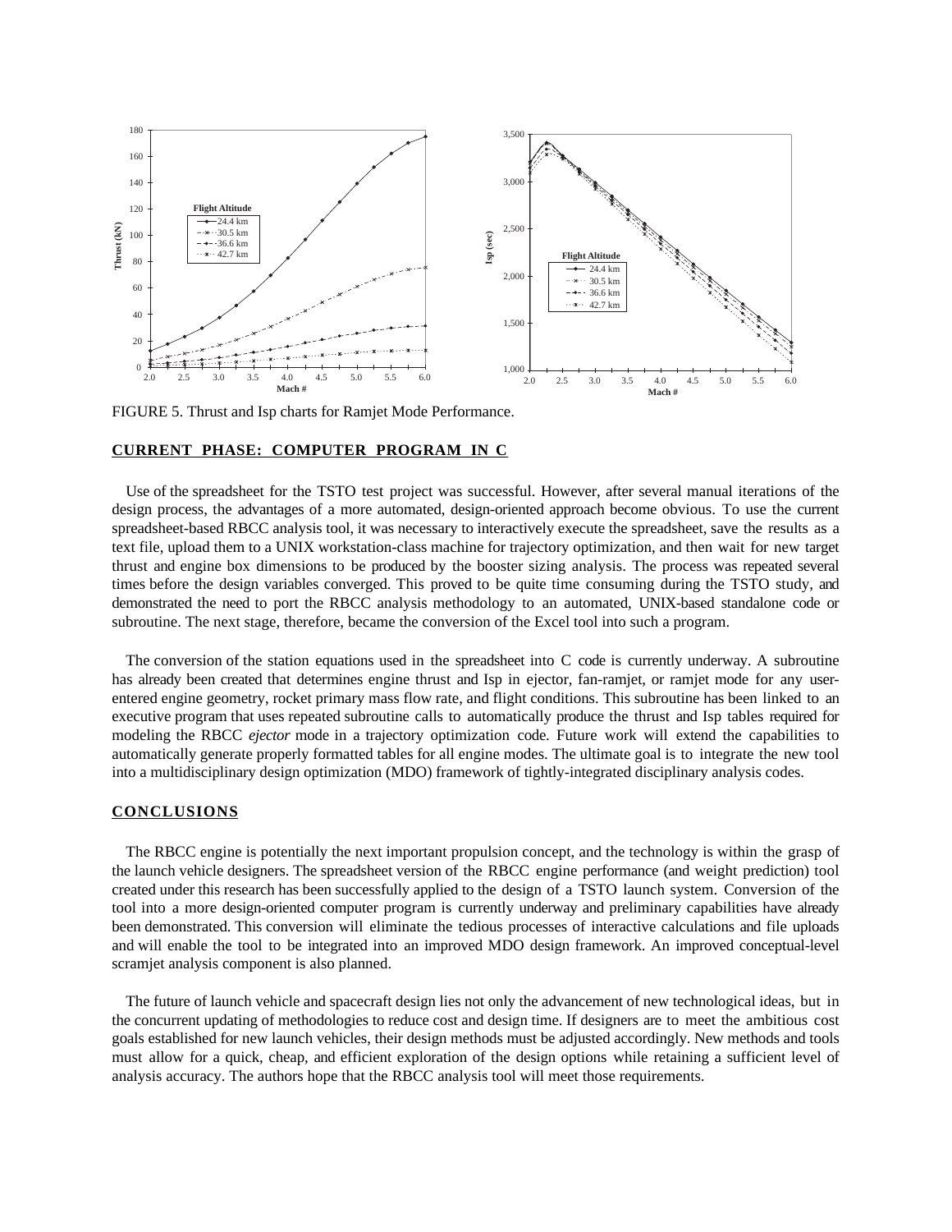180
160
140
120
100
80
60
40
20
0
Thrust (kN)
Flight Altitude
24.4 km
30.5 km
36.6 km
42.7 km
2.0 2.5 3.0 3.5 4.0 4.5 5.0 5.5 6.0
Mach #

3,500
3,000
2,500
2,000
1,500
1,000
Isp (sec)
Flight Altitude
24.4 km
30.5 km
36.6 km
42.7 km
2.0 2.5 3.0 3.5 4.0 4.5 5.0 5.5 6.0
Mach #

FIGURE 5. Thrust and Isp charts for Ramjet Mode Performance.

## CURRENT PHASE: COMPUTER PROGRAM IN C

Use of the spreadsheet for the TSTO test project was successful. However, after several manual iterations of the design process, the advantages of a more automated, design-oriented approach become obvious. To use the current spreadsheet-based RBCC analysis tool, it was necessary to interactively execute the spreadsheet, save the results as a text file, upload them to a UNIX workstation-class machine for trajectory optimization, and then wait for new target thrust and engine box dimensions to be produced by the booster sizing analysis. The process was repeated several times before the design variables converged. This proved to be quite time consuming during the TSTO study, and demonstrated the need to port the RBCC analysis methodology to an automated, UNIX-based standalone code or subroutine. The next stage, therefore, became the conversion of the Excel tool into such a program.

The conversion of the station equations used in the spreadsheet into C code is currently underway. A subroutine has already been created that determines engine thrust and Isp in ejector, fan-ramjet, or ramjet mode for any user-entered engine geometry, rocket primary mass flow rate, and flight conditions. This subroutine has been linked to an executive program that uses repeated subroutine calls to automatically produce the thrust and Isp tables required for modeling the RBCC *ejector* mode in a trajectory optimization code. Future work will extend the capabilities to automatically generate properly formatted tables for all engine modes. The ultimate goal is to integrate the new tool into a multidisciplinary design optimization (MDO) framework of tightly-integrated disciplinary analysis codes.

## CONCLUSIONS

The RBCC engine is potentially the next important propulsion concept, and the technology is within the grasp of the launch vehicle designers. The spreadsheet version of the RBCC engine performance (and weight prediction) tool created under this research has been successfully applied to the design of a TSTO launch system. Conversion of the tool into a more design-oriented computer program is currently underway and preliminary capabilities have already been demonstrated. This conversion will eliminate the tedious processes of interactive calculations and file uploads and will enable the tool to be integrated into an improved MDO design framework. An improved conceptual-level scramjet analysis component is also planned.

The future of launch vehicle and spacecraft design lies not only the advancement of new technological ideas, but in the concurrent updating of methodologies to reduce cost and design time. If designers are to meet the ambitious cost goals established for new launch vehicles, their design methods must be adjusted accordingly. New methods and tools must allow for a quick, cheap, and efficient exploration of the design options while retaining a sufficient level of analysis accuracy. The authors hope that the RBCC analysis tool will meet those requirements.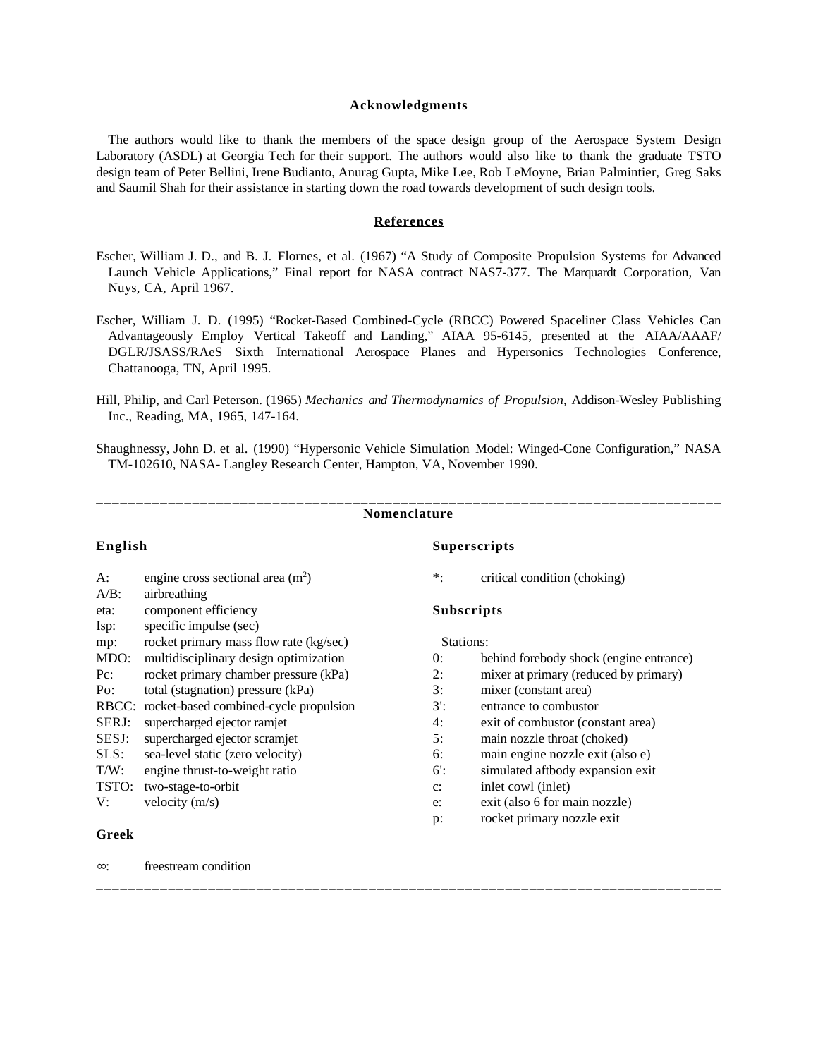## Acknowledgments

The authors would like to thank the members of the space design group of the Aerospace System Design Laboratory (ASDL) at Georgia Tech for their support. The authors would also like to thank the graduate TSTO design team of Peter Bellini, Irene Budianto, Anurag Gupta, Mike Lee, Rob LeMoyne, Brian Palmintier, Greg Saks and Saumil Shah for their assistance in starting down the road towards development of such design tools.

## References

Escher, William J. D., and B. J. Flornes, et al. (1967) "A Study of Composite Propulsion Systems for Advanced Launch Vehicle Applications," Final report for NASA contract NAS7-377. The Marquardt Corporation, Van Nuys, CA, April 1967.

Escher, William J. D. (1995) "Rocket-Based Combined-Cycle (RBCC) Powered Spaceliner Class Vehicles Can Advantageously Employ Vertical Takeoff and Landing," AIAA 95-6145, presented at the AIAA/AAAF/ DGLR/JSASS/RAeS Sixth International Aerospace Planes and Hypersonics Technologies Conference, Chattanooga, TN, April 1995.

Hill, Philip, and Carl Peterson. (1965) *Mechanics and Thermodynamics of Propulsion*, Addison-Wesley Publishing Inc., Reading, MA, 1965, 147-164.

Shaughnessy, John D. et al. (1990) "Hypersonic Vehicle Simulation Model: Winged-Cone Configuration," NASA TM-102610, NASA- Langley Research Center, Hampton, VA, November 1990.

---

## Nomenclature

### English

- A: engine cross sectional area ($m^2$)
- A/B: airbreathing
- eta: component efficiency
- Isp: specific impulse (sec)
- mp: rocket primary mass flow rate (kg/sec)
- MDO: multidisciplinary design optimization
- Pc: rocket primary chamber pressure (kPa)
- Po: total (stagnation) pressure (kPa)
- RBCC: rocket-based combined-cycle propulsion
- SERJ: supercharged ejector ramjet
- SESJ: supercharged ejector scramjet
- SLS: sea-level static (zero velocity)
- T/W: engine thrust-to-weight ratio
- TSTO: two-stage-to-orbit
- V: velocity (m/s)

### Greek

- $\infty$: freestream condition

### Superscripts

- *: critical condition (choking)

### Subscripts

Stations:

- 0: behind forebody shock (engine entrance)
- 2: mixer at primary (reduced by primary)
- 3: mixer (constant area)
- 3': entrance to combustor
- 4: exit of combustor (constant area)
- 5: main nozzle throat (choked)
- 6: main engine nozzle exit (also e)
- 6': simulated aftbody expansion exit
- c: inlet cowl (inlet)
- e: exit (also 6 for main nozzle)
- p: rocket primary nozzle exit

---